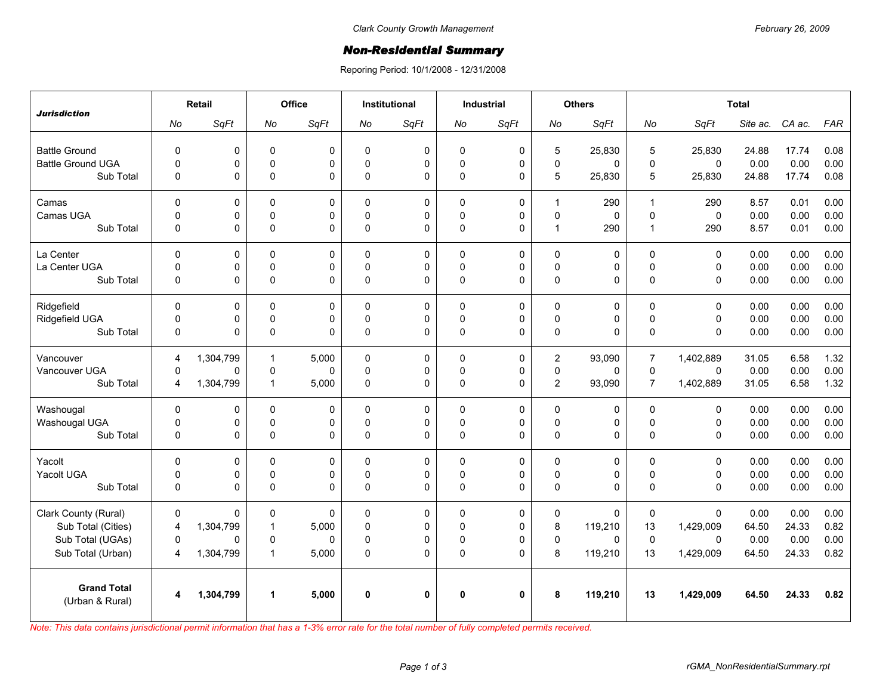Clark County Growth Management

February 26, 2009

# Non-Residential Summary

Reporing Period: 10/1/2008 - 12/31/2008

| *Jurisdiction* | Retail | | Office | | Institutional | | Industrial | | Others | | Total | | | | |
|---|---|---|---|---|---|---|---|---|---|---|---|---|---|---|---|
| | *No* | *SqFt* | *No* | *SqFt* | *No* | *SqFt* | *No* | *SqFt* | *No* | *SqFt* | *No* | *SqFt* | *Site ac.* | *CA ac.* | *FAR* |
| Battle Ground | 0 | 0 | 0 | 0 | 0 | 0 | 0 | 0 | 5 | 25,830 | 5 | 25,830 | 24.88 | 17.74 | 0.08 |
| Battle Ground UGA | 0 | 0 | 0 | 0 | 0 | 0 | 0 | 0 | 0 | 0 | 0 | 0 | 0.00 | 0.00 | 0.00 |
| Sub Total | 0 | 0 | 0 | 0 | 0 | 0 | 0 | 0 | 5 | 25,830 | 5 | 25,830 | 24.88 | 17.74 | 0.08 |
| Camas | 0 | 0 | 0 | 0 | 0 | 0 | 0 | 0 | 1 | 290 | 1 | 290 | 8.57 | 0.01 | 0.00 |
| Camas UGA | 0 | 0 | 0 | 0 | 0 | 0 | 0 | 0 | 0 | 0 | 0 | 0 | 0.00 | 0.00 | 0.00 |
| Sub Total | 0 | 0 | 0 | 0 | 0 | 0 | 0 | 0 | 1 | 290 | 1 | 290 | 8.57 | 0.01 | 0.00 |
| La Center | 0 | 0 | 0 | 0 | 0 | 0 | 0 | 0 | 0 | 0 | 0 | 0 | 0.00 | 0.00 | 0.00 |
| La Center UGA | 0 | 0 | 0 | 0 | 0 | 0 | 0 | 0 | 0 | 0 | 0 | 0 | 0.00 | 0.00 | 0.00 |
| Sub Total | 0 | 0 | 0 | 0 | 0 | 0 | 0 | 0 | 0 | 0 | 0 | 0 | 0.00 | 0.00 | 0.00 |
| Ridgefield | 0 | 0 | 0 | 0 | 0 | 0 | 0 | 0 | 0 | 0 | 0 | 0 | 0.00 | 0.00 | 0.00 |
| Ridgefield UGA | 0 | 0 | 0 | 0 | 0 | 0 | 0 | 0 | 0 | 0 | 0 | 0 | 0.00 | 0.00 | 0.00 |
| Sub Total | 0 | 0 | 0 | 0 | 0 | 0 | 0 | 0 | 0 | 0 | 0 | 0 | 0.00 | 0.00 | 0.00 |
| Vancouver | 4 | 1,304,799 | 1 | 5,000 | 0 | 0 | 0 | 0 | 2 | 93,090 | 7 | 1,402,889 | 31.05 | 6.58 | 1.32 |
| Vancouver UGA | 0 | 0 | 0 | 0 | 0 | 0 | 0 | 0 | 0 | 0 | 0 | 0 | 0.00 | 0.00 | 0.00 |
| Sub Total | 4 | 1,304,799 | 1 | 5,000 | 0 | 0 | 0 | 0 | 2 | 93,090 | 7 | 1,402,889 | 31.05 | 6.58 | 1.32 |
| Washougal | 0 | 0 | 0 | 0 | 0 | 0 | 0 | 0 | 0 | 0 | 0 | 0 | 0.00 | 0.00 | 0.00 |
| Washougal UGA | 0 | 0 | 0 | 0 | 0 | 0 | 0 | 0 | 0 | 0 | 0 | 0 | 0.00 | 0.00 | 0.00 |
| Sub Total | 0 | 0 | 0 | 0 | 0 | 0 | 0 | 0 | 0 | 0 | 0 | 0 | 0.00 | 0.00 | 0.00 |
| Yacolt | 0 | 0 | 0 | 0 | 0 | 0 | 0 | 0 | 0 | 0 | 0 | 0 | 0.00 | 0.00 | 0.00 |
| Yacolt UGA | 0 | 0 | 0 | 0 | 0 | 0 | 0 | 0 | 0 | 0 | 0 | 0 | 0.00 | 0.00 | 0.00 |
| Sub Total | 0 | 0 | 0 | 0 | 0 | 0 | 0 | 0 | 0 | 0 | 0 | 0 | 0.00 | 0.00 | 0.00 |
| Clark County (Rural) | 0 | 0 | 0 | 0 | 0 | 0 | 0 | 0 | 0 | 0 | 0 | 0 | 0.00 | 0.00 | 0.00 |
| Sub Total (Cities) | 4 | 1,304,799 | 1 | 5,000 | 0 | 0 | 0 | 0 | 8 | 119,210 | 13 | 1,429,009 | 64.50 | 24.33 | 0.82 |
| Sub Total (UGAs) | 0 | 0 | 0 | 0 | 0 | 0 | 0 | 0 | 0 | 0 | 0 | 0 | 0.00 | 0.00 | 0.00 |
| Sub Total (Urban) | 4 | 1,304,799 | 1 | 5,000 | 0 | 0 | 0 | 0 | 8 | 119,210 | 13 | 1,429,009 | 64.50 | 24.33 | 0.82 |
| **Grand Total** (Urban & Rural) | **4** | **1,304,799** | **1** | **5,000** | **0** | **0** | **0** | **0** | **8** | **119,210** | **13** | **1,429,009** | **64.50** | **24.33** | **0.82** |

*Note: This data contains jurisdictional permit information that has a 1-3% error rate for the total number of fully completed permits received.*

rGMA_NonResidentialSummary.rpt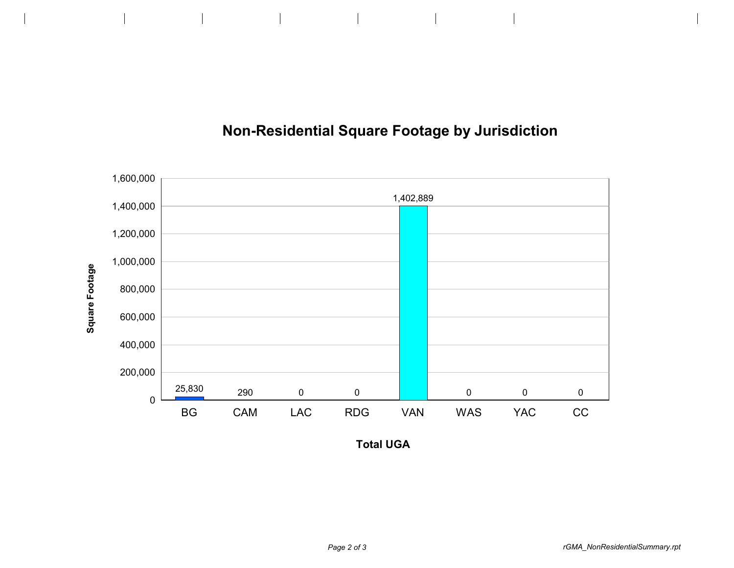## Non-Residential Square Footage by Jurisdiction

| Total UGA | Square Footage |
|---|---|
| BG | 25,830 |
| CAM | 290 |
| LAC | 0 |
| RDG | 0 |
| VAN | 1,402,889 |
| WAS | 0 |
| YAC | 0 |
| CC | 0 |

rGMA_NonResidentialSummary.rpt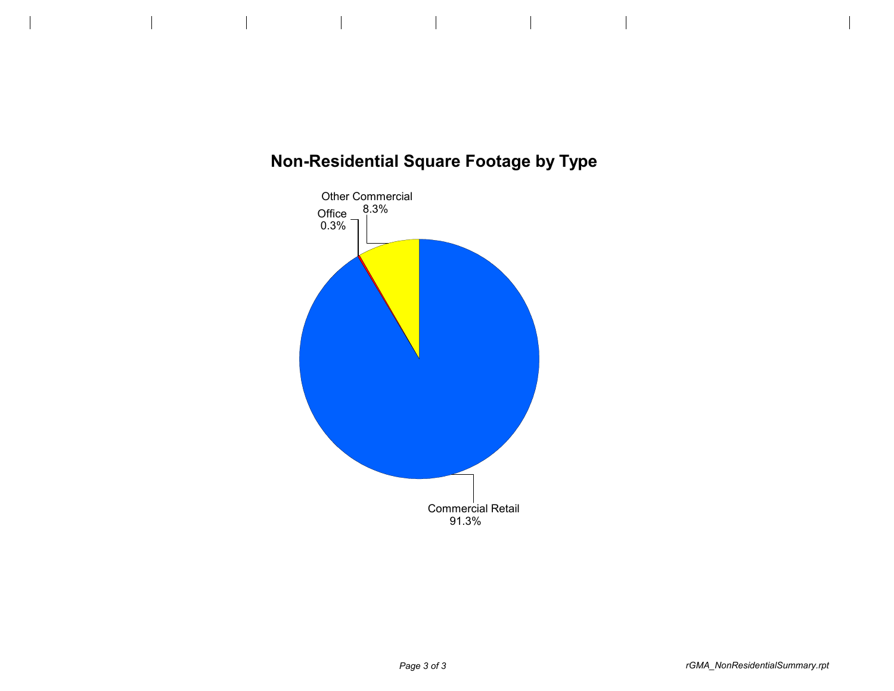## Non-Residential Square Footage by Type

Other Commercial
8.3%

Office
0.3%

Commercial Retail
91.3%

*rGMA_NonResidentialSummary.rpt*